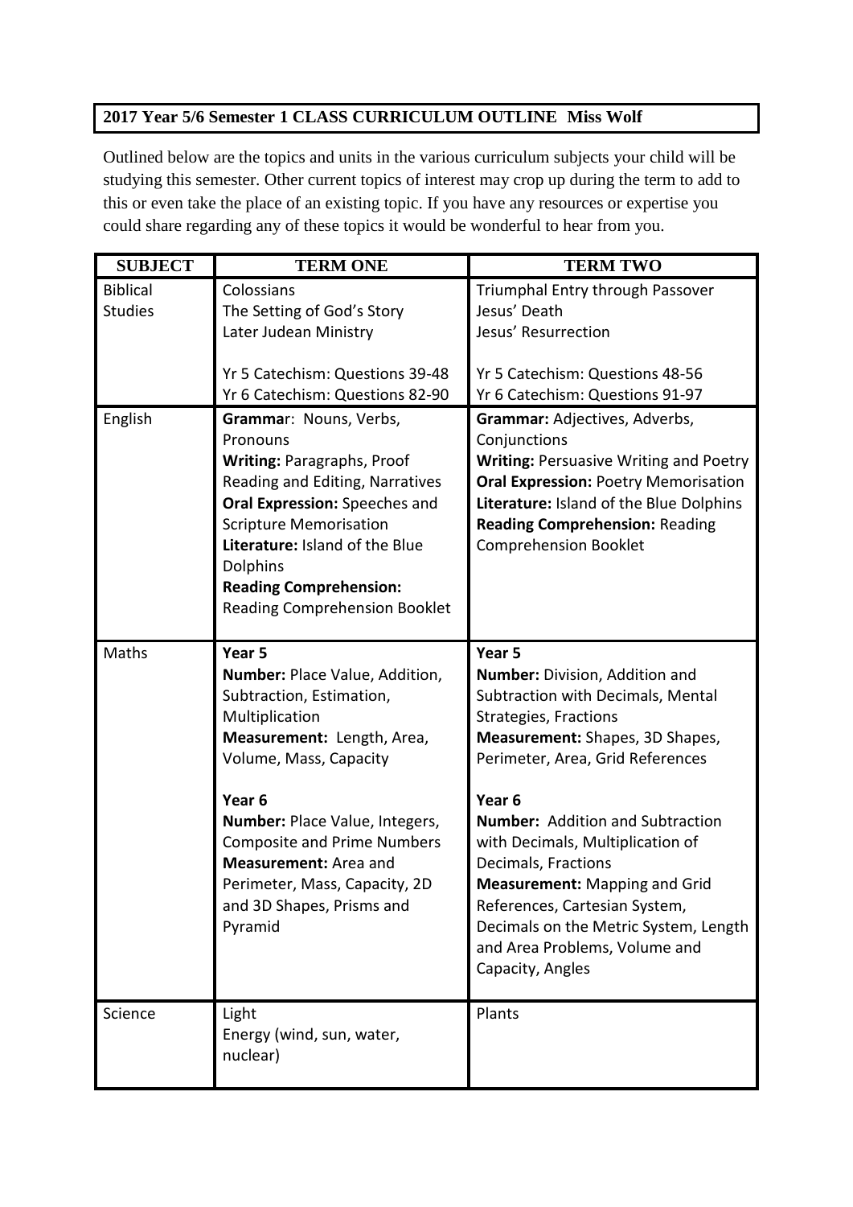**2017 Year 5/6 Semester 1 CLASS CURRICULUM OUTLINE Miss Wolf**

Outlined below are the topics and units in the various curriculum subjects your child will be studying this semester. Other current topics of interest may crop up during the term to add to this or even take the place of an existing topic. If you have any resources or expertise you could share regarding any of these topics it would be wonderful to hear from you.

| SUBJECT | TERM ONE | TERM TWO |
|---|---|---|
| Biblical Studies | Colossians<br>The Setting of God's Story<br>Later Judean Ministry<br><br>Yr 5 Catechism: Questions 39-48<br>Yr 6 Catechism: Questions 82-90 | Triumphal Entry through Passover<br>Jesus' Death<br>Jesus' Resurrection<br><br>Yr 5 Catechism: Questions 48-56<br>Yr 6 Catechism: Questions 91-97 |
| English | **Grammar**: Nouns, Verbs, Pronouns<br>**Writing:** Paragraphs, Proof Reading and Editing, Narratives<br>**Oral Expression:** Speeches and Scripture Memorisation<br>**Literature:** Island of the Blue Dolphins<br>**Reading Comprehension:** Reading Comprehension Booklet | **Grammar:** Adjectives, Adverbs, Conjunctions<br>**Writing:** Persuasive Writing and Poetry<br>**Oral Expression:** Poetry Memorisation<br>**Literature:** Island of the Blue Dolphins<br>**Reading Comprehension:** Reading Comprehension Booklet |
| Maths | **Year 5**<br>**Number:** Place Value, Addition, Subtraction, Estimation, Multiplication<br>**Measurement:** Length, Area, Volume, Mass, Capacity<br><br>**Year 6**<br>**Number:** Place Value, Integers, Composite and Prime Numbers<br>**Measurement:** Area and Perimeter, Mass, Capacity, 2D and 3D Shapes, Prisms and Pyramid | **Year 5**<br>**Number:** Division, Addition and Subtraction with Decimals, Mental Strategies, Fractions<br>**Measurement:** Shapes, 3D Shapes, Perimeter, Area, Grid References<br><br>**Year 6**<br>**Number:** Addition and Subtraction with Decimals, Multiplication of Decimals, Fractions<br>**Measurement:** Mapping and Grid References, Cartesian System, Decimals on the Metric System, Length and Area Problems, Volume and Capacity, Angles |
| Science | Light<br>Energy (wind, sun, water, nuclear) | Plants |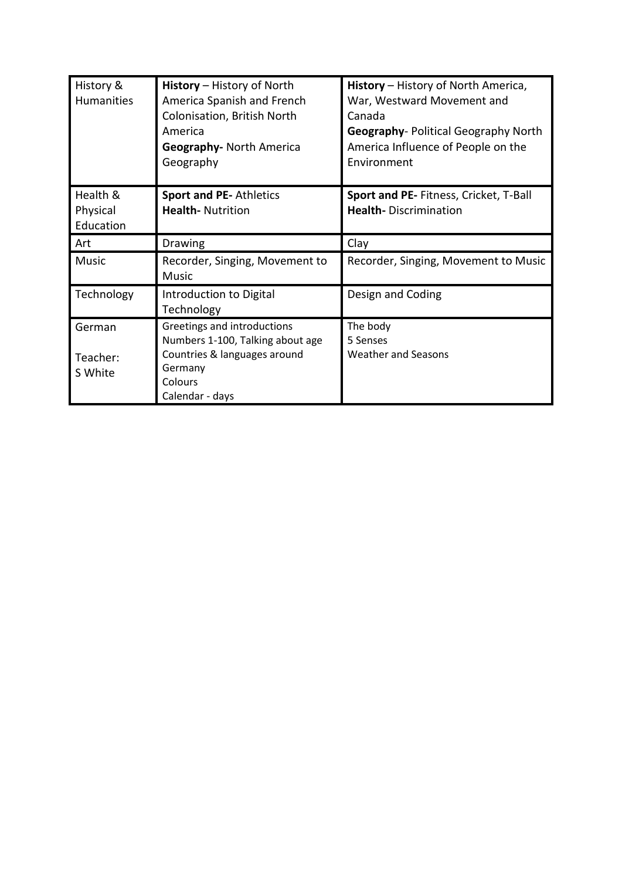| | | |
|---|---|---|
| History & Humanities | **History** – History of North America Spanish and French Colonisation, British North America<br>**Geography-** North America Geography | **History** – History of North America, War, Westward Movement and Canada<br>**Geography**- Political Geography North America Influence of People on the Environment |
| Health & Physical Education | **Sport and PE-** Athletics<br>**Health-** Nutrition | **Sport and PE-** Fitness, Cricket, T-Ball<br>**Health-** Discrimination |
| Art | Drawing | Clay |
| Music | Recorder, Singing, Movement to Music | Recorder, Singing, Movement to Music |
| Technology | Introduction to Digital Technology | Design and Coding |
| German<br><br>Teacher:<br>S White | Greetings and introductions<br>Numbers 1-100, Talking about age<br>Countries & languages around Germany<br>Colours<br>Calendar - days | The body<br>5 Senses<br>Weather and Seasons |